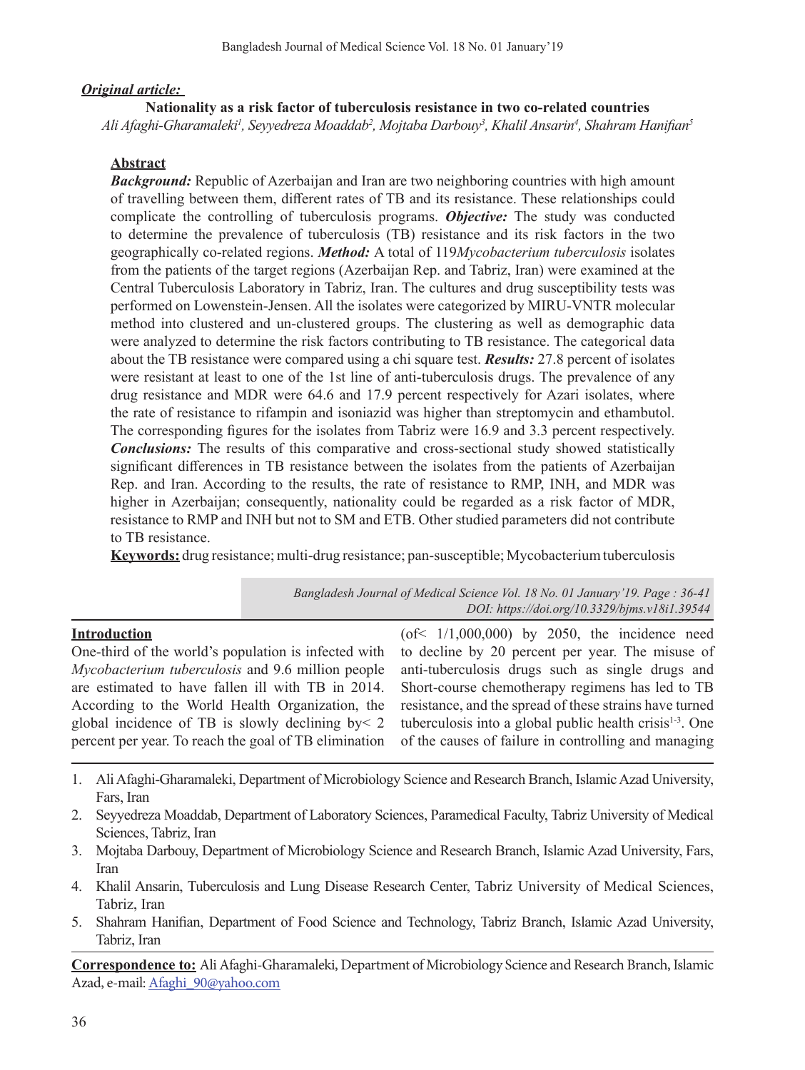***Original article:***

# Nationality as a risk factor of tuberculosis resistance in two co-related countries

*Ali Afaghi-Gharamaleki[1], Seyyedreza Moaddab[2], Mojtaba Darbouy[3], Khalil Ansarin[4], Shahram Hanifian[5]*

## Abstract

***Background:*** Republic of Azerbaijan and Iran are two neighboring countries with high amount of travelling between them, different rates of TB and its resistance. These relationships could complicate the controlling of tuberculosis programs. ***Objective:*** The study was conducted to determine the prevalence of tuberculosis (TB) resistance and its risk factors in the two geographically co-related regions. ***Method:*** A total of 119*Mycobacterium tuberculosis* isolates from the patients of the target regions (Azerbaijan Rep. and Tabriz, Iran) were examined at the Central Tuberculosis Laboratory in Tabriz, Iran. The cultures and drug susceptibility tests was performed on Lowenstein-Jensen. All the isolates were categorized by MIRU-VNTR molecular method into clustered and un-clustered groups. The clustering as well as demographic data were analyzed to determine the risk factors contributing to TB resistance. The categorical data about the TB resistance were compared using a chi square test. ***Results:*** 27.8 percent of isolates were resistant at least to one of the 1st line of anti-tuberculosis drugs. The prevalence of any drug resistance and MDR were 64.6 and 17.9 percent respectively for Azari isolates, where the rate of resistance to rifampin and isoniazid was higher than streptomycin and ethambutol. The corresponding figures for the isolates from Tabriz were 16.9 and 3.3 percent respectively. ***Conclusions:*** The results of this comparative and cross-sectional study showed statistically significant differences in TB resistance between the isolates from the patients of Azerbaijan Rep. and Iran. According to the results, the rate of resistance to RMP, INH, and MDR was higher in Azerbaijan; consequently, nationality could be regarded as a risk factor of MDR, resistance to RMP and INH but not to SM and ETB. Other studied parameters did not contribute to TB resistance.

**Keywords:** drug resistance; multi-drug resistance; pan-susceptible; Mycobacterium tuberculosis

*Bangladesh Journal of Medical Science Vol. 18 No. 01 January'19. Page : 36-41*
*DOI: https://doi.org/10.3329/bjms.v18i1.39544*

## Introduction

One-third of the world's population is infected with *Mycobacterium tuberculosis* and 9.6 million people are estimated to have fallen ill with TB in 2014. According to the World Health Organization, the global incidence of TB is slowly declining by< 2 percent per year. To reach the goal of TB elimination (of< 1/1,000,000) by 2050, the incidence need to decline by 20 percent per year. The misuse of anti-tuberculosis drugs such as single drugs and Short-course chemotherapy regimens has led to TB resistance, and the spread of these strains have turned tuberculosis into a global public health crisis[1-3]. One of the causes of failure in controlling and managing

1. Ali Afaghi-Gharamaleki, Department of Microbiology Science and Research Branch, Islamic Azad University, Fars, Iran
2. Seyyedreza Moaddab, Department of Laboratory Sciences, Paramedical Faculty, Tabriz University of Medical Sciences, Tabriz, Iran
3. Mojtaba Darbouy, Department of Microbiology Science and Research Branch, Islamic Azad University, Fars, Iran
4. Khalil Ansarin, Tuberculosis and Lung Disease Research Center, Tabriz University of Medical Sciences, Tabriz, Iran
5. Shahram Hanifian, Department of Food Science and Technology, Tabriz Branch, Islamic Azad University, Tabriz, Iran

**Correspondence to:** Ali Afaghi-Gharamaleki, Department of Microbiology Science and Research Branch, Islamic Azad, e-mail: Afaghi_90@yahoo.com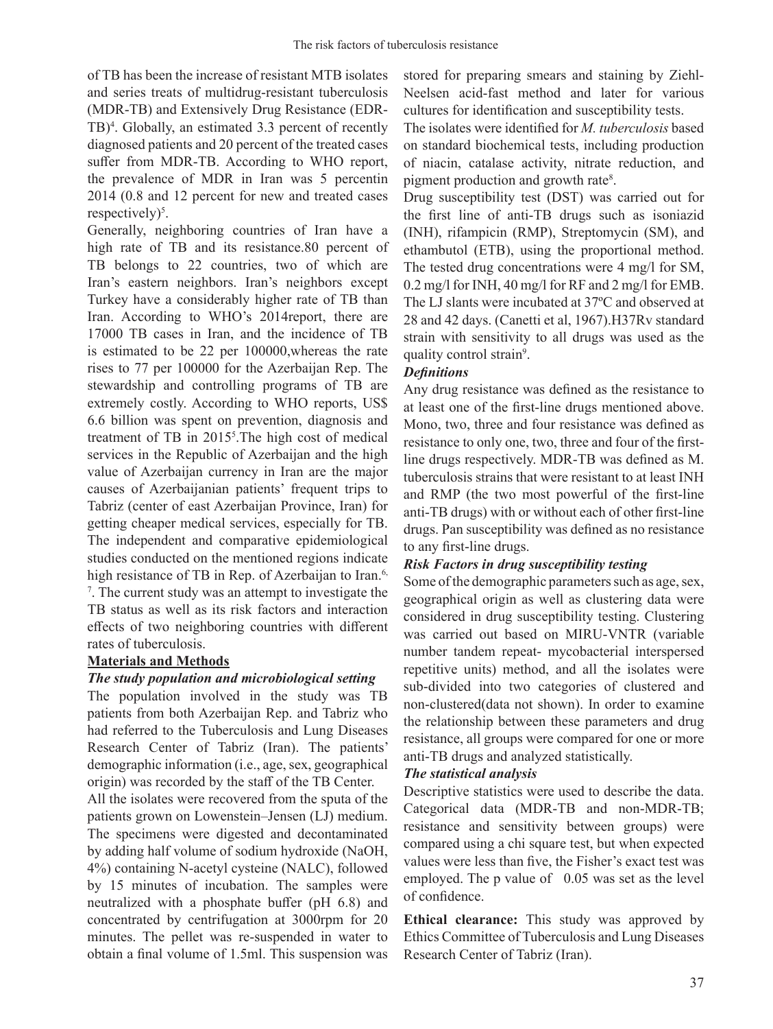of TB has been the increase of resistant MTB isolates and series treats of multidrug-resistant tuberculosis (MDR-TB) and Extensively Drug Resistance (EDR-TB)[4]. Globally, an estimated 3.3 percent of recently diagnosed patients and 20 percent of the treated cases suffer from MDR-TB. According to WHO report, the prevalence of MDR in Iran was 5 percentin 2014 (0.8 and 12 percent for new and treated cases respectively)[5].

Generally, neighboring countries of Iran have a high rate of TB and its resistance.80 percent of TB belongs to 22 countries, two of which are Iran's eastern neighbors. Iran's neighbors except Turkey have a considerably higher rate of TB than Iran. According to WHO's 2014report, there are 17000 TB cases in Iran, and the incidence of TB is estimated to be 22 per 100000,whereas the rate rises to 77 per 100000 for the Azerbaijan Rep. The stewardship and controlling programs of TB are extremely costly. According to WHO reports, US$ 6.6 billion was spent on prevention, diagnosis and treatment of TB in 2015[5].The high cost of medical services in the Republic of Azerbaijan and the high value of Azerbaijan currency in Iran are the major causes of Azerbaijanian patients' frequent trips to Tabriz (center of east Azerbaijan Province, Iran) for getting cheaper medical services, especially for TB. The independent and comparative epidemiological studies conducted on the mentioned regions indicate high resistance of TB in Rep. of Azerbaijan to Iran.[6, 7]. The current study was an attempt to investigate the TB status as well as its risk factors and interaction effects of two neighboring countries with different rates of tuberculosis.

## Materials and Methods

### *The study population and microbiological setting*

The population involved in the study was TB patients from both Azerbaijan Rep. and Tabriz who had referred to the Tuberculosis and Lung Diseases Research Center of Tabriz (Iran). The patients' demographic information (i.e., age, sex, geographical origin) was recorded by the staff of the TB Center.

All the isolates were recovered from the sputa of the patients grown on Lowenstein–Jensen (LJ) medium. The specimens were digested and decontaminated by adding half volume of sodium hydroxide (NaOH, 4%) containing N-acetyl cysteine (NALC), followed by 15 minutes of incubation. The samples were neutralized with a phosphate buffer (pH 6.8) and concentrated by centrifugation at 3000rpm for 20 minutes. The pellet was re-suspended in water to obtain a final volume of 1.5ml. This suspension was stored for preparing smears and staining by Ziehl-Neelsen acid-fast method and later for various cultures for identification and susceptibility tests.

The isolates were identified for *M. tuberculosis* based on standard biochemical tests, including production of niacin, catalase activity, nitrate reduction, and pigment production and growth rate[8].

Drug susceptibility test (DST) was carried out for the first line of anti-TB drugs such as isoniazid (INH), rifampicin (RMP), Streptomycin (SM), and ethambutol (ETB), using the proportional method. The tested drug concentrations were 4 mg/l for SM, 0.2 mg/l for INH, 40 mg/l for RF and 2 mg/l for EMB. The LJ slants were incubated at 37ºC and observed at 28 and 42 days. (Canetti et al, 1967).H37Rv standard strain with sensitivity to all drugs was used as the quality control strain[9].

### *Definitions*

Any drug resistance was defined as the resistance to at least one of the first-line drugs mentioned above. Mono, two, three and four resistance was defined as resistance to only one, two, three and four of the first-line drugs respectively. MDR-TB was defined as M. tuberculosis strains that were resistant to at least INH and RMP (the two most powerful of the first-line anti-TB drugs) with or without each of other first-line drugs. Pan susceptibility was defined as no resistance to any first-line drugs.

### *Risk Factors in drug susceptibility testing*

Some of the demographic parameters such as age, sex, geographical origin as well as clustering data were considered in drug susceptibility testing. Clustering was carried out based on MIRU-VNTR (variable number tandem repeat- mycobacterial interspersed repetitive units) method, and all the isolates were sub-divided into two categories of clustered and non-clustered(data not shown). In order to examine the relationship between these parameters and drug resistance, all groups were compared for one or more anti-TB drugs and analyzed statistically.

### *The statistical analysis*

Descriptive statistics were used to describe the data. Categorical data (MDR-TB and non-MDR-TB; resistance and sensitivity between groups) were compared using a chi square test, but when expected values were less than five, the Fisher's exact test was employed. The p value of  0.05 was set as the level of confidence.

**Ethical clearance:** This study was approved by Ethics Committee of Tuberculosis and Lung Diseases Research Center of Tabriz (Iran).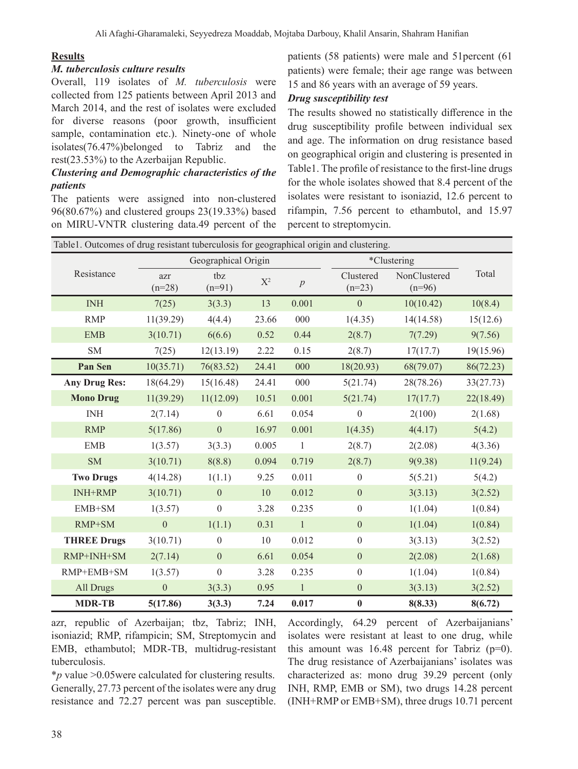## Results

### *M. tuberculosis culture results*

Overall, 119 isolates of *M. tuberculosis* were collected from 125 patients between April 2013 and March 2014, and the rest of isolates were excluded for diverse reasons (poor growth, insufficient sample, contamination etc.). Ninety-one of whole isolates(76.47%)belonged to Tabriz and the rest(23.53%) to the Azerbaijan Republic.

### *Clustering and Demographic characteristics of the patients*

The patients were assigned into non-clustered 96(80.67%) and clustered groups 23(19.33%) based on MIRU-VNTR clustering data.49 percent of the patients (58 patients) were male and 51percent (61 patients) were female; their age range was between 15 and 86 years with an average of 59 years.

### *Drug susceptibility test*

The results showed no statistically difference in the drug susceptibility profile between individual sex and age. The information on drug resistance based on geographical origin and clustering is presented in Table1. The profile of resistance to the first-line drugs for the whole isolates showed that 8.4 percent of the isolates were resistant to isoniazid, 12.6 percent to rifampin, 7.56 percent to ethambutol, and 15.97 percent to streptomycin.

Table1. Outcomes of drug resistant tuberculosis for geographical origin and clustering.

| Resistance | Geographical Origin | | | | *Clustering | | Total |
|---|---|---|---|---|---|---|---|
| | azr (n=28) | tbz (n=91) | $X^2$ | $p$ | Clustered (n=23) | NonClustered (n=96) | |
| INH | 7(25) | 3(3.3) | 13 | 0.001 | 0 | 10(10.42) | 10(8.4) |
| RMP | 11(39.29) | 4(4.4) | 23.66 | 000 | 1(4.35) | 14(14.58) | 15(12.6) |
| EMB | 3(10.71) | 6(6.6) | 0.52 | 0.44 | 2(8.7) | 7(7.29) | 9(7.56) |
| SM | 7(25) | 12(13.19) | 2.22 | 0.15 | 2(8.7) | 17(17.7) | 19(15.96) |
| **Pan Sen** | 10(35.71) | 76(83.52) | 24.41 | 000 | 18(20.93) | 68(79.07) | 86(72.23) |
| **Any Drug Res:** | 18(64.29) | 15(16.48) | 24.41 | 000 | 5(21.74) | 28(78.26) | 33(27.73) |
| **Mono Drug** | 11(39.29) | 11(12.09) | 10.51 | 0.001 | 5(21.74) | 17(17.7) | 22(18.49) |
| INH | 2(7.14) | 0 | 6.61 | 0.054 | 0 | 2(100) | 2(1.68) |
| RMP | 5(17.86) | 0 | 16.97 | 0.001 | 1(4.35) | 4(4.17) | 5(4.2) |
| EMB | 1(3.57) | 3(3.3) | 0.005 | 1 | 2(8.7) | 2(2.08) | 4(3.36) |
| SM | 3(10.71) | 8(8.8) | 0.094 | 0.719 | 2(8.7) | 9(9.38) | 11(9.24) |
| **Two Drugs** | 4(14.28) | 1(1.1) | 9.25 | 0.011 | 0 | 5(5.21) | 5(4.2) |
| INH+RMP | 3(10.71) | 0 | 10 | 0.012 | 0 | 3(3.13) | 3(2.52) |
| EMB+SM | 1(3.57) | 0 | 3.28 | 0.235 | 0 | 1(1.04) | 1(0.84) |
| RMP+SM | 0 | 1(1.1) | 0.31 | 1 | 0 | 1(1.04) | 1(0.84) |
| **THREE Drugs** | 3(10.71) | 0 | 10 | 0.012 | 0 | 3(3.13) | 3(2.52) |
| RMP+INH+SM | 2(7.14) | 0 | 6.61 | 0.054 | 0 | 2(2.08) | 2(1.68) |
| RMP+EMB+SM | 1(3.57) | 0 | 3.28 | 0.235 | 0 | 1(1.04) | 1(0.84) |
| All Drugs | 0 | 3(3.3) | 0.95 | 1 | 0 | 3(3.13) | 3(2.52) |
| **MDR-TB** | **5(17.86)** | **3(3.3)** | **7.24** | **0.017** | **0** | **8(8.33)** | **8(6.72)** |

azr, republic of Azerbaijan; tbz, Tabriz; INH, isoniazid; RMP, rifampicin; SM, Streptomycin and EMB, ethambutol; MDR-TB, multidrug-resistant tuberculosis.

**p* value >0.05were calculated for clustering results.

Generally, 27.73 percent of the isolates were any drug resistance and 72.27 percent was pan susceptible. Accordingly, 64.29 percent of Azerbaijanians' isolates were resistant at least to one drug, while this amount was 16.48 percent for Tabriz (p=0). The drug resistance of Azerbaijanians' isolates was characterized as: mono drug 39.29 percent (only INH, RMP, EMB or SM), two drugs 14.28 percent (INH+RMP or EMB+SM), three drugs 10.71 percent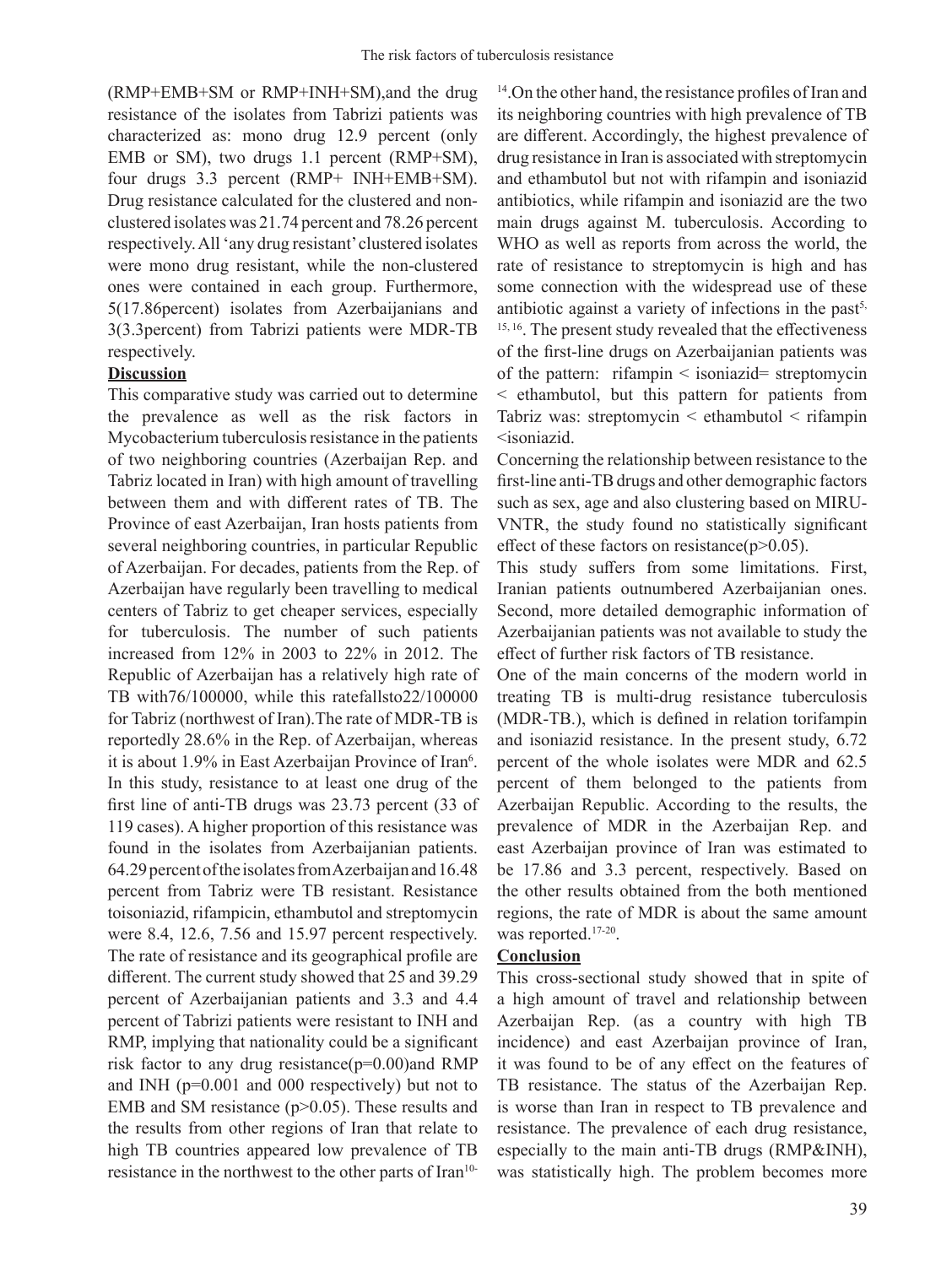(RMP+EMB+SM or RMP+INH+SM),and the drug resistance of the isolates from Tabrizi patients was characterized as: mono drug 12.9 percent (only EMB or SM), two drugs 1.1 percent (RMP+SM), four drugs 3.3 percent (RMP+ INH+EMB+SM). Drug resistance calculated for the clustered and non-clustered isolates was 21.74 percent and 78.26 percent respectively. All 'any drug resistant' clustered isolates were mono drug resistant, while the non-clustered ones were contained in each group. Furthermore, 5(17.86percent) isolates from Azerbaijanians and 3(3.3percent) from Tabrizi patients were MDR-TB respectively.

## Discussion

This comparative study was carried out to determine the prevalence as well as the risk factors in Mycobacterium tuberculosis resistance in the patients of two neighboring countries (Azerbaijan Rep. and Tabriz located in Iran) with high amount of travelling between them and with different rates of TB. The Province of east Azerbaijan, Iran hosts patients from several neighboring countries, in particular Republic of Azerbaijan. For decades, patients from the Rep. of Azerbaijan have regularly been travelling to medical centers of Tabriz to get cheaper services, especially for tuberculosis. The number of such patients increased from 12% in 2003 to 22% in 2012. The Republic of Azerbaijan has a relatively high rate of TB with76/100000, while this ratefallsto22/100000 for Tabriz (northwest of Iran).The rate of MDR-TB is reportedly 28.6% in the Rep. of Azerbaijan, whereas it is about 1.9% in East Azerbaijan Province of Iran[6]. In this study, resistance to at least one drug of the first line of anti-TB drugs was 23.73 percent (33 of 119 cases). A higher proportion of this resistance was found in the isolates from Azerbaijanian patients. 64.29 percent of the isolates from Azerbaijan and 16.48 percent from Tabriz were TB resistant. Resistance toisoniazid, rifampicin, ethambutol and streptomycin were 8.4, 12.6, 7.56 and 15.97 percent respectively. The rate of resistance and its geographical profile are different. The current study showed that 25 and 39.29 percent of Azerbaijanian patients and 3.3 and 4.4 percent of Tabrizi patients were resistant to INH and RMP, implying that nationality could be a significant risk factor to any drug resistance($p=0.00$)and RMP and INH ($p=0.001$ and 000 respectively) but not to EMB and SM resistance ($p>0.05$). These results and the results from other regions of Iran that relate to high TB countries appeared low prevalence of TB resistance in the northwest to the other parts of Iran[10-14].On the other hand, the resistance profiles of Iran and its neighboring countries with high prevalence of TB are different. Accordingly, the highest prevalence of drug resistance in Iran is associated with streptomycin and ethambutol but not with rifampin and isoniazid antibiotics, while rifampin and isoniazid are the two main drugs against M. tuberculosis. According to WHO as well as reports from across the world, the rate of resistance to streptomycin is high and has some connection with the widespread use of these antibiotic against a variety of infections in the past[5, 15, 16]. The present study revealed that the effectiveness of the first-line drugs on Azerbaijanian patients was of the pattern: rifampin < isoniazid= streptomycin < ethambutol, but this pattern for patients from Tabriz was: streptomycin < ethambutol < rifampin <isoniazid.

Concerning the relationship between resistance to the first-line anti-TB drugs and other demographic factors such as sex, age and also clustering based on MIRU-VNTR, the study found no statistically significant effect of these factors on resistance($p>0.05$).

This study suffers from some limitations. First, Iranian patients outnumbered Azerbaijanian ones. Second, more detailed demographic information of Azerbaijanian patients was not available to study the effect of further risk factors of TB resistance.

One of the main concerns of the modern world in treating TB is multi-drug resistance tuberculosis (MDR-TB.), which is defined in relation torifampin and isoniazid resistance. In the present study, 6.72 percent of the whole isolates were MDR and 62.5 percent of them belonged to the patients from Azerbaijan Republic. According to the results, the prevalence of MDR in the Azerbaijan Rep. and east Azerbaijan province of Iran was estimated to be 17.86 and 3.3 percent, respectively. Based on the other results obtained from the both mentioned regions, the rate of MDR is about the same amount was reported.[17-20].

## Conclusion

This cross-sectional study showed that in spite of a high amount of travel and relationship between Azerbaijan Rep. (as a country with high TB incidence) and east Azerbaijan province of Iran, it was found to be of any effect on the features of TB resistance. The status of the Azerbaijan Rep. is worse than Iran in respect to TB prevalence and resistance. The prevalence of each drug resistance, especially to the main anti-TB drugs (RMP&INH), was statistically high. The problem becomes more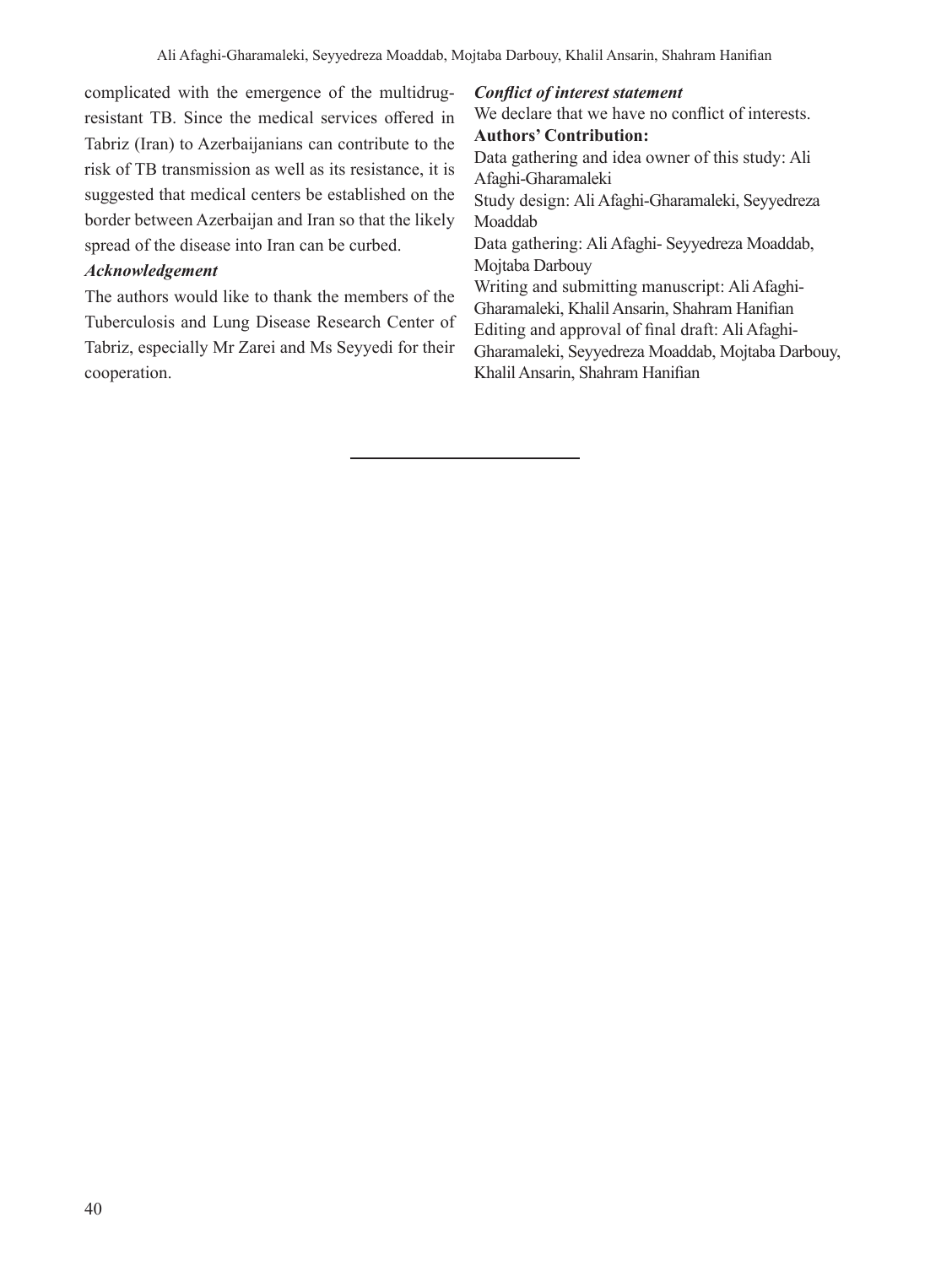complicated with the emergence of the multidrug-resistant TB. Since the medical services offered in Tabriz (Iran) to Azerbaijanians can contribute to the risk of TB transmission as well as its resistance, it is suggested that medical centers be established on the border between Azerbaijan and Iran so that the likely spread of the disease into Iran can be curbed.

***Acknowledgement***

The authors would like to thank the members of the Tuberculosis and Lung Disease Research Center of Tabriz, especially Mr Zarei and Ms Seyyedi for their cooperation.

***Conflict of interest statement***

We declare that we have no conflict of interests.

**Authors' Contribution:**

Data gathering and idea owner of this study: Ali Afaghi-Gharamaleki

Study design: Ali Afaghi-Gharamaleki, Seyyedreza Moaddab

Data gathering: Ali Afaghi- Seyyedreza Moaddab, Mojtaba Darbouy

Writing and submitting manuscript: Ali Afaghi-Gharamaleki, Khalil Ansarin, Shahram Hanifian

Editing and approval of final draft: Ali Afaghi-Gharamaleki, Seyyedreza Moaddab, Mojtaba Darbouy, Khalil Ansarin, Shahram Hanifian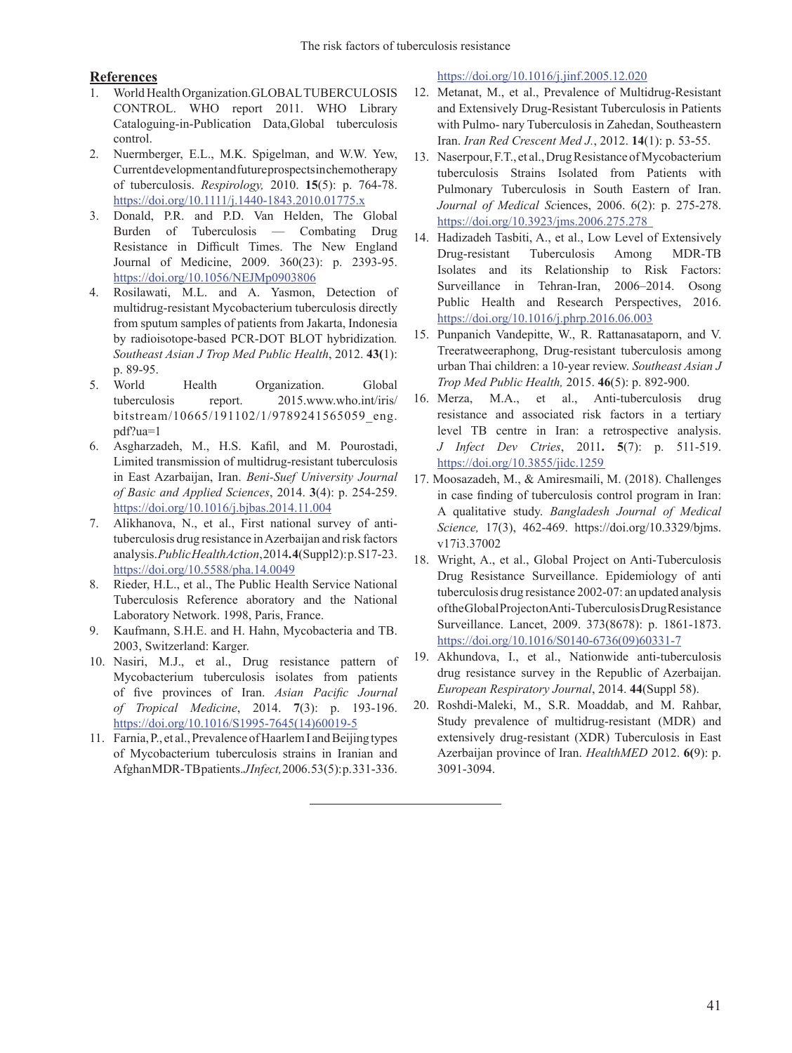## References

1. World Health Organization.GLOBAL TUBERCULOSIS CONTROL. WHO report 2011. WHO Library Cataloguing-in-Publication Data,Global tuberculosis control.
2. Nuermberger, E.L., M.K. Spigelman, and W.W. Yew, Currentdevelopmentandfutureprospectsinchemotherapy of tuberculosis. *Respirology,* 2010. **15**(5): p. 764-78. https://doi.org/10.1111/j.1440-1843.2010.01775.x
3. Donald, P.R. and P.D. Van Helden, The Global Burden of Tuberculosis — Combating Drug Resistance in Difficult Times. The New England Journal of Medicine, 2009. 360(23): p. 2393-95. https://doi.org/10.1056/NEJMp0903806
4. Rosilawati, M.L. and A. Yasmon, Detection of multidrug-resistant Mycobacterium tuberculosis directly from sputum samples of patients from Jakarta, Indonesia by radioisotope-based PCR-DOT BLOT hybridization*. Southeast Asian J Trop Med Public Health*, 2012. **43(**1): p. 89-95.
5. World Health Organization. Global tuberculosis report. 2015.www.who.int/iris/bitstream/10665/191102/1/9789241565059_eng.pdf?ua=1
6. Asgharzadeh, M., H.S. Kafil, and M. Pourostadi, Limited transmission of multidrug-resistant tuberculosis in East Azarbaijan, Iran. *Beni-Suef University Journal of Basic and Applied Sciences*, 2014. **3**(4): p. 254-259. https://doi.org/10.1016/j.bjbas.2014.11.004
7. Alikhanova, N., et al., First national survey of anti-tuberculosis drug resistance in Azerbaijan and risk factors analysis.*PublicHealthAction*,2014**.4**(Suppl2):p.S17-23. https://doi.org/10.5588/pha.14.0049
8. Rieder, H.L., et al., The Public Health Service National Tuberculosis Reference aboratory and the National Laboratory Network. 1998, Paris, France.
9. Kaufmann, S.H.E. and H. Hahn, Mycobacteria and TB. 2003, Switzerland: Karger.
10. Nasiri, M.J., et al., Drug resistance pattern of Mycobacterium tuberculosis isolates from patients of five provinces of Iran. *Asian Pacific Journal of Tropical Medicine*, 2014. **7**(3): p. 193-196. https://doi.org/10.1016/S1995-7645(14)60019-5
11. Farnia, P., et al., Prevalence of Haarlem I and Beijing types of Mycobacterium tuberculosis strains in Iranian and AfghanMDR-TBpatients.*JInfect,*2006.53(5):p.331-336. https://doi.org/10.1016/j.jinf.2005.12.020
12. Metanat, M., et al., Prevalence of Multidrug-Resistant and Extensively Drug-Resistant Tuberculosis in Patients with Pulmo- nary Tuberculosis in Zahedan, Southeastern Iran. *Iran Red Crescent Med J.*, 2012. **14**(1): p. 53-55.
13. Naserpour, F.T., et al., Drug Resistance of Mycobacterium tuberculosis Strains Isolated from Patients with Pulmonary Tuberculosis in South Eastern of Iran. *Journal of Medical Sc*iences, 2006. 6(2): p. 275-278. https://doi.org/10.3923/jms.2006.275.278
14. Hadizadeh Tasbiti, A., et al., Low Level of Extensively Drug-resistant Tuberculosis Among MDR-TB Isolates and its Relationship to Risk Factors: Surveillance in Tehran-Iran, 2006–2014. Osong Public Health and Research Perspectives, 2016. https://doi.org/10.1016/j.phrp.2016.06.003
15. Punpanich Vandepitte, W., R. Rattanasataporn, and V. Treeratweeraphong, Drug-resistant tuberculosis among urban Thai children: a 10-year review. *Southeast Asian J Trop Med Public Health,* 2015. **46**(5): p. 892-900.
16. Merza, M.A., et al., Anti-tuberculosis drug resistance and associated risk factors in a tertiary level TB centre in Iran: a retrospective analysis. *J Infect Dev Ctries*, 2011**. 5**(7): p. 511-519. https://doi.org/10.3855/jidc.1259
17. Moosazadeh, M., & Amiresmaili, M. (2018). Challenges in case finding of tuberculosis control program in Iran: A qualitative study. *Bangladesh Journal of Medical Science,* 17(3), 462-469. https://doi.org/10.3329/bjms.v17i3.37002
18. Wright, A., et al., Global Project on Anti-Tuberculosis Drug Resistance Surveillance. Epidemiology of anti tuberculosis drug resistance 2002-07: an updated analysis oftheGlobalProjectonAnti-TuberculosisDrugResistance Surveillance. Lancet, 2009. 373(8678): p. 1861-1873. https://doi.org/10.1016/S0140-6736(09)60331-7
19. Akhundova, I., et al., Nationwide anti-tuberculosis drug resistance survey in the Republic of Azerbaijan. *European Respiratory Journal*, 2014. **44**(Suppl 58).
20. Roshdi-Maleki, M., S.R. Moaddab, and M. Rahbar, Study prevalence of multidrug-resistant (MDR) and extensively drug-resistant (XDR) Tuberculosis in East Azerbaijan province of Iran. *HealthMED 2*012. **6(**9): p. 3091-3094.